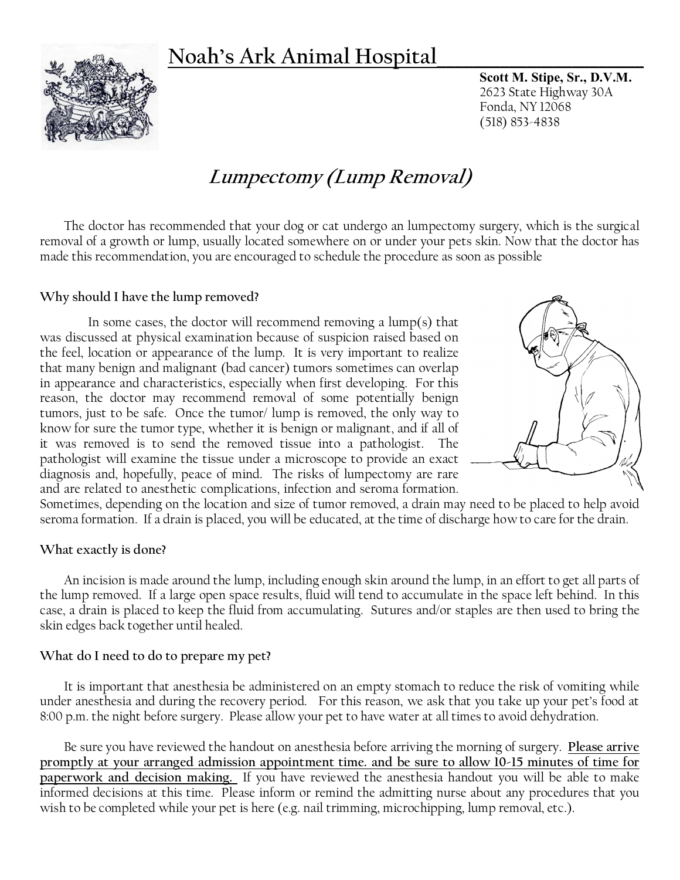# Noah's Ark Animal Hospital

**Scott M. Stipe, Sr., D.V.M.**
2623 State Highway 30A
Fonda, NY 12068
(518) 853-4838

## *Lumpectomy (Lump Removal)*

The doctor has recommended that your dog or cat undergo an lumpectomy surgery, which is the surgical removal of a growth or lump, usually located somewhere on or under your pets skin. Now that the doctor has made this recommendation, you are encouraged to schedule the procedure as soon as possible

### Why should I have the lump removed?

In some cases, the doctor will recommend removing a lump(s) that was discussed at physical examination because of suspicion raised based on the feel, location or appearance of the lump. It is very important to realize that many benign and malignant (bad cancer) tumors sometimes can overlap in appearance and characteristics, especially when first developing. For this reason, the doctor may recommend removal of some potentially benign tumors, just to be safe. Once the tumor/ lump is removed, the only way to know for sure the tumor type, whether it is benign or malignant, and if all of it was removed is to send the removed tissue into a pathologist. The pathologist will examine the tissue under a microscope to provide an exact diagnosis and, hopefully, peace of mind. The risks of lumpectomy are rare and are related to anesthetic complications, infection and seroma formation. Sometimes, depending on the location and size of tumor removed, a drain may need to be placed to help avoid seroma formation. If a drain is placed, you will be educated, at the time of discharge how to care for the drain.

### What exactly is done?

An incision is made around the lump, including enough skin around the lump, in an effort to get all parts of the lump removed. If a large open space results, fluid will tend to accumulate in the space left behind. In this case, a drain is placed to keep the fluid from accumulating. Sutures and/or staples are then used to bring the skin edges back together until healed.

### What do I need to do to prepare my pet?

It is important that anesthesia be administered on an empty stomach to reduce the risk of vomiting while under anesthesia and during the recovery period. For this reason, we ask that you take up your pet's food at 8:00 p.m. the night before surgery. Please allow your pet to have water at all times to avoid dehydration.

Be sure you have reviewed the handout on anesthesia before arriving the morning of surgery. **Please arrive promptly at your arranged admission appointment time. and be sure to allow 10-15 minutes of time for paperwork and decision making.** If you have reviewed the anesthesia handout you will be able to make informed decisions at this time. Please inform or remind the admitting nurse about any procedures that you wish to be completed while your pet is here (e.g. nail trimming, microchipping, lump removal, etc.).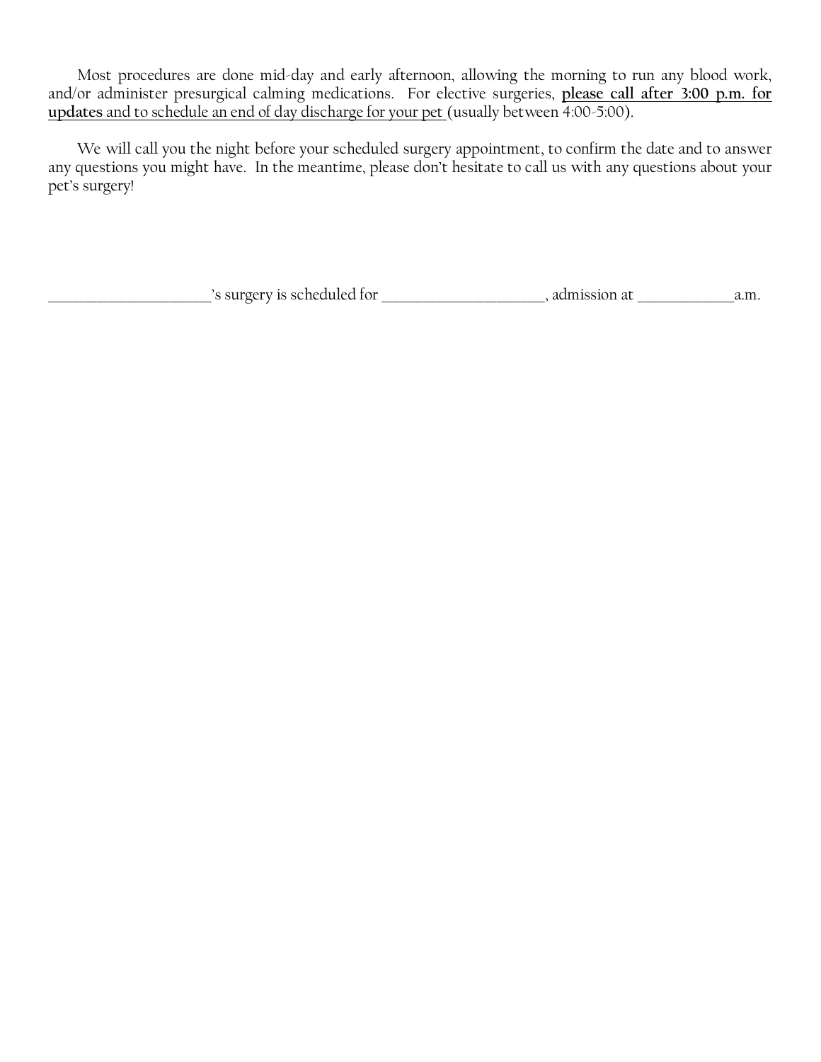Most procedures are done mid-day and early afternoon, allowing the morning to run any blood work, and/or administer presurgical calming medications. For elective surgeries, **<u>please call after 3:00 p.m. for updates</u>** <u>and to schedule an end of day discharge for your pet</u> (usually between 4:00-5:00).

We will call you the night before your scheduled surgery appointment, to confirm the date and to answer any questions you might have. In the meantime, please don't hesitate to call us with any questions about your pet's surgery!

______________________'s surgery is scheduled for ______________________, admission at _____________a.m.